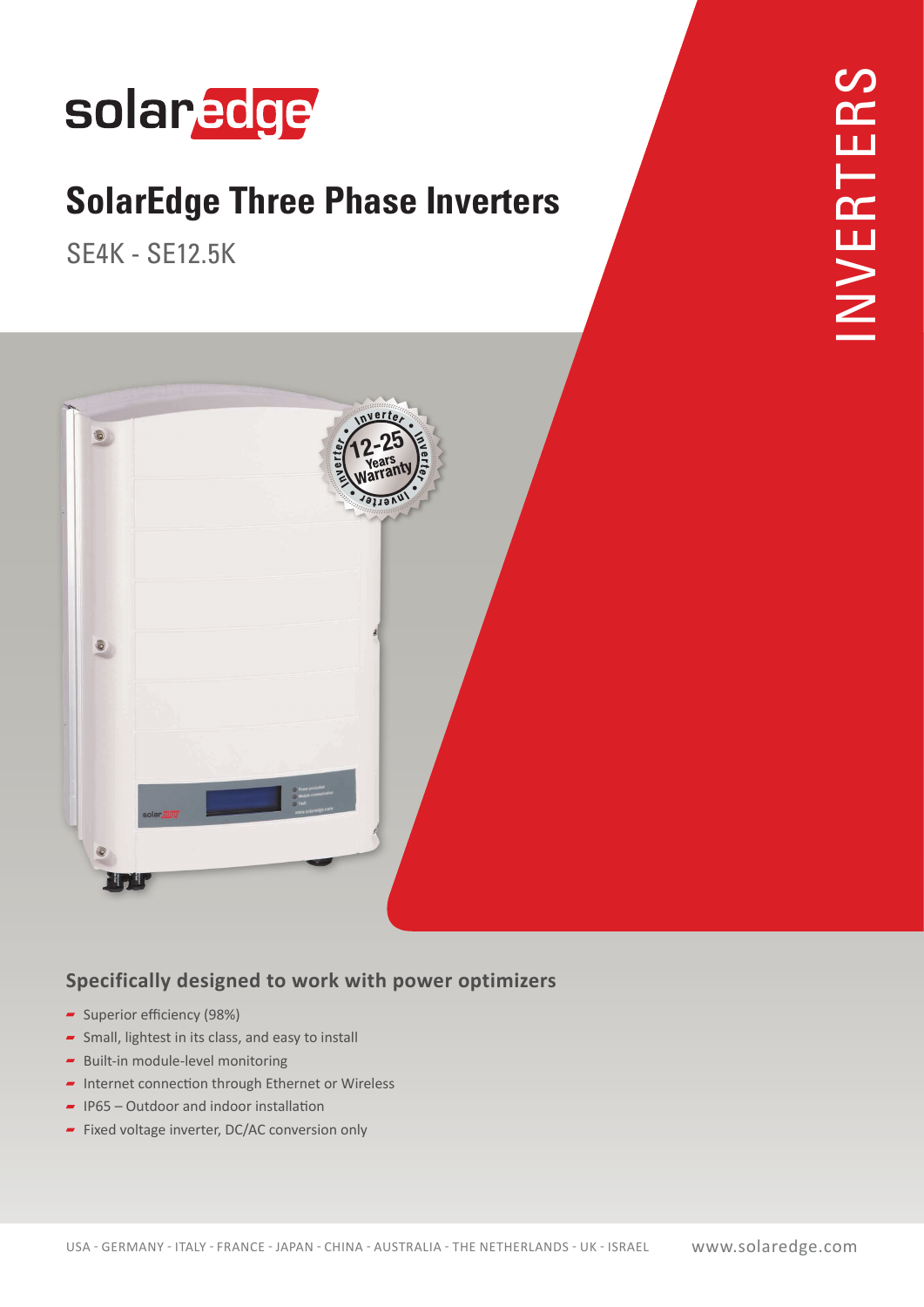solaredge

# SolarEdge Three Phase Inverters

SE4K - SE12.5K

INVERTERS

## Specifically designed to work with power optimizers

- Superior efficiency (98%)
- Small, lightest in its class, and easy to install
- Built-in module-level monitoring
- Internet connection through Ethernet or Wireless
- IP65 – Outdoor and indoor installation
- Fixed voltage inverter, DC/AC conversion only

USA - GERMANY - ITALY - FRANCE - JAPAN - CHINA - AUSTRALIA - THE NETHERLANDS - UK - ISRAEL www.solaredge.com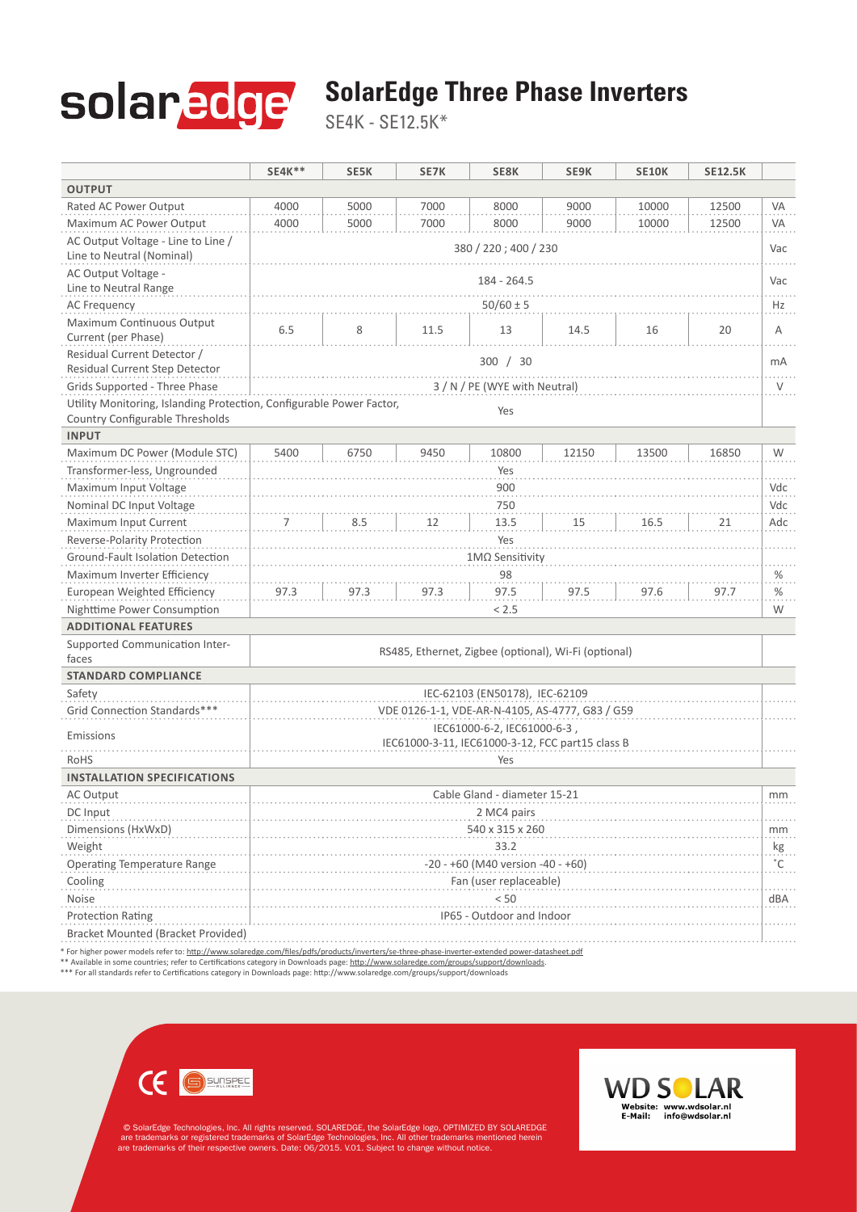# SolarEdge Three Phase Inverters

SE4K - SE12.5K*

| | SE4K** | SE5K | SE7K | SE8K | SE9K | SE10K | SE12.5K | |
|---|---|---|---|---|---|---|---|---|
| **OUTPUT** | | | | | | | | |
| Rated AC Power Output | 4000 | 5000 | 7000 | 8000 | 9000 | 10000 | 12500 | VA |
| Maximum AC Power Output | 4000 | 5000 | 7000 | 8000 | 9000 | 10000 | 12500 | VA |
| AC Output Voltage - Line to Line / Line to Neutral (Nominal) | 380 / 220 ; 400 / 230 | | | | | | | Vac |
| AC Output Voltage - Line to Neutral Range | 184 - 264.5 | | | | | | | Vac |
| AC Frequency | 50/60 ± 5 | | | | | | | Hz |
| Maximum Continuous Output Current (per Phase) | 6.5 | 8 | 11.5 | 13 | 14.5 | 16 | 20 | A |
| Residual Current Detector / Residual Current Step Detector | 300 / 30 | | | | | | | mA |
| Grids Supported - Three Phase | 3 / N / PE (WYE with Neutral) | | | | | | | V |
| Utility Monitoring, Islanding Protection, Configurable Power Factor, Country Configurable Thresholds | Yes | | | | | | | |
| **INPUT** | | | | | | | | |
| Maximum DC Power (Module STC) | 5400 | 6750 | 9450 | 10800 | 12150 | 13500 | 16850 | W |
| Transformer-less, Ungrounded | Yes | | | | | | | |
| Maximum Input Voltage | 900 | | | | | | | Vdc |
| Nominal DC Input Voltage | 750 | | | | | | | Vdc |
| Maximum Input Current | 7 | 8.5 | 12 | 13.5 | 15 | 16.5 | 21 | Adc |
| Reverse-Polarity Protection | Yes | | | | | | | |
| Ground-Fault Isolation Detection | 1MΩ Sensitivity | | | | | | | |
| Maximum Inverter Efficiency | 98 | | | | | | | % |
| European Weighted Efficiency | 97.3 | 97.3 | 97.3 | 97.5 | 97.5 | 97.6 | 97.7 | % |
| Nighttime Power Consumption | < 2.5 | | | | | | | W |
| **ADDITIONAL FEATURES** | | | | | | | | |
| Supported Communication Interfaces | RS485, Ethernet, Zigbee (optional), Wi-Fi (optional) | | | | | | | |
| **STANDARD COMPLIANCE** | | | | | | | | |
| Safety | IEC-62103 (EN50178), IEC-62109 | | | | | | | |
| Grid Connection Standards*** | VDE 0126-1-1, VDE-AR-N-4105, AS-4777, G83 / G59 | | | | | | | |
| Emissions | IEC61000-6-2, IEC61000-6-3, IEC61000-3-11, IEC61000-3-12, FCC part15 class B | | | | | | | |
| RoHS | Yes | | | | | | | |
| **INSTALLATION SPECIFICATIONS** | | | | | | | | |
| AC Output | Cable Gland - diameter 15-21 | | | | | | | mm |
| DC Input | 2 MC4 pairs | | | | | | | |
| Dimensions (HxWxD) | 540 x 315 x 260 | | | | | | | mm |
| Weight | 33.2 | | | | | | | kg |
| Operating Temperature Range | -20 - +60 (M40 version -40 - +60) | | | | | | | ˚C |
| Cooling | Fan (user replaceable) | | | | | | | |
| Noise | < 50 | | | | | | | dBA |
| Protection Rating | IP65 - Outdoor and Indoor | | | | | | | |
| Bracket Mounted (Bracket Provided) | | | | | | | | |

\* For higher power models refer to: http://www.solaredge.com/files/pdfs/products/inverters/se-three-phase-inverter-extended power-datasheet.pdf

** Available in some countries; refer to Certifications category in Downloads page: http://www.solaredge.com/groups/support/downloads.

*** For all standards refer to Certifications category in Downloads page: http://www.solaredge.com/groups/support/downloads

WD SOLAR
Website: www.wdsolar.nl
E-Mail: info@wdsolar.nl

© SolarEdge Technologies, Inc. All rights reserved. SOLAREDGE, the SolarEdge logo, OPTIMIZED BY SOLAREDGE are trademarks or registered trademarks of SolarEdge Technologies, Inc. All other trademarks mentioned herein are trademarks of their respective owners. Date: 06/2015. V.01. Subject to change without notice.